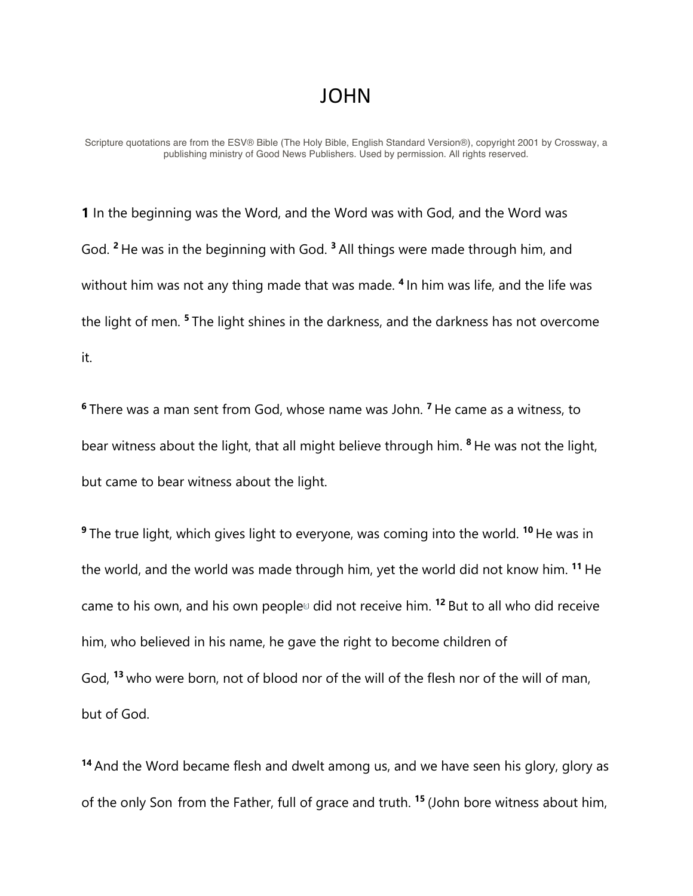# JOHN

Scripture quotations are from the ESV® Bible (The Holy Bible, English Standard Version®), copyright 2001 by Crossway, a publishing ministry of Good News Publishers. Used by permission. All rights reserved.

**1** In the beginning was the Word, and the Word was with God, and the Word was God. **2** He was in the beginning with God. **3** All things were made through him, and without him was not any thing made that was made. **4** In him was life, and the life was the light of men. **5** The light shines in the darkness, and the darkness has not overcome it.

**6** There was a man sent from God, whose name was John. **7** He came as a witness, to bear witness about the light, that all might believe through him. **8** He was not the light, but came to bear witness about the light.

**9** The true light, which gives light to everyone, was coming into the world. **10** He was in the world, and the world was made through him, yet the world did not know him. **11** He came to his own, and his own people did not receive him. **12** But to all who did receive him, who believed in his name, he gave the right to become children of God, **13** who were born, not of blood nor of the will of the flesh nor of the will of man, but of God.

**14** And the Word became flesh and dwelt among us, and we have seen his glory, glory as of the only Son from the Father, full of grace and truth. **15** (John bore witness about him,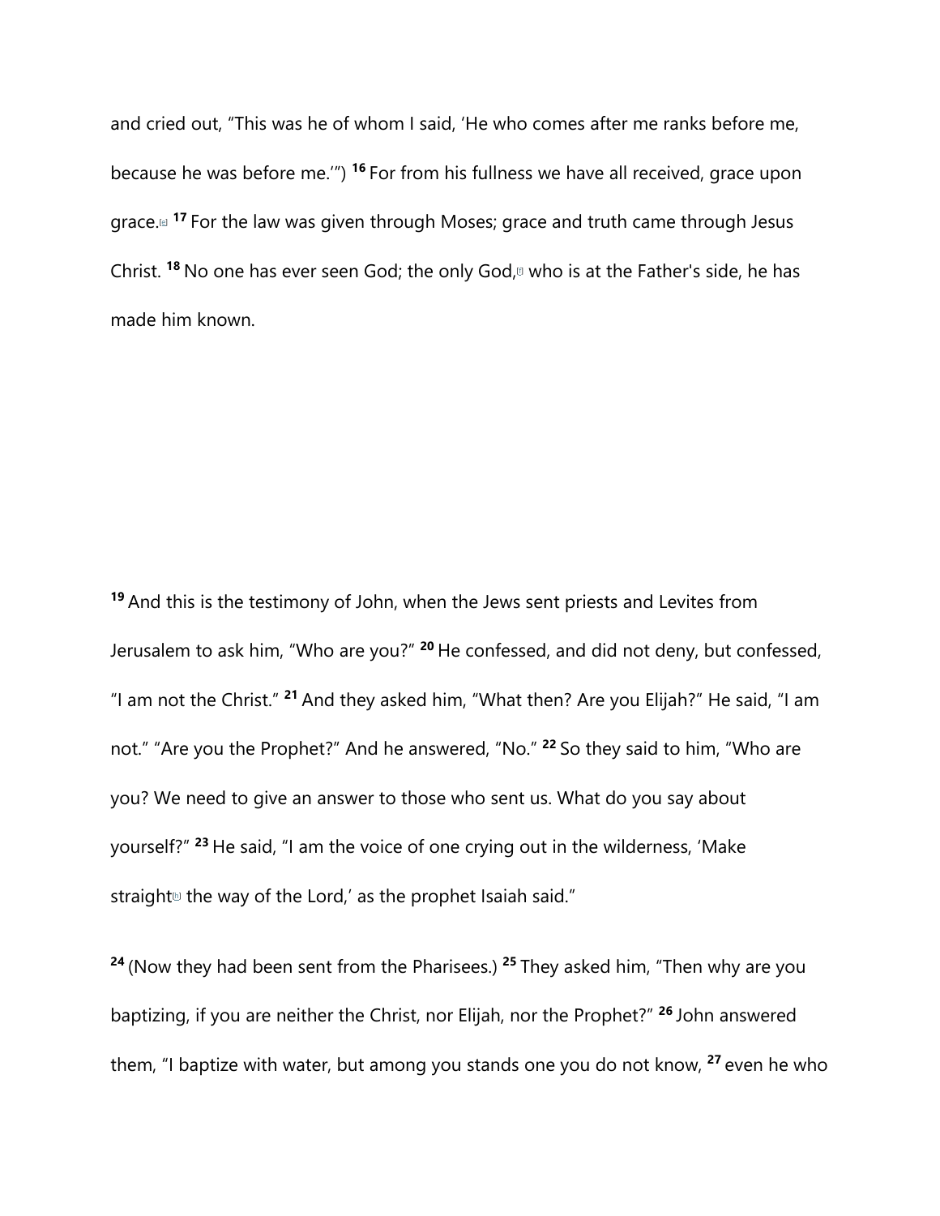and cried out, “This was he of whom I said, ‘He who comes after me ranks before me, because he was before me.’”) [16] For from his fullness we have all received, grace upon grace.[e] [17] For the law was given through Moses; grace and truth came through Jesus Christ. [18] No one has ever seen God; the only God,[f] who is at the Father's side, he has made him known.

[19] And this is the testimony of John, when the Jews sent priests and Levites from Jerusalem to ask him, “Who are you?” [20] He confessed, and did not deny, but confessed, “I am not the Christ.” [21] And they asked him, “What then? Are you Elijah?” He said, “I am not.” “Are you the Prophet?” And he answered, “No.” [22] So they said to him, “Who are you? We need to give an answer to those who sent us. What do you say about yourself?” [23] He said, “I am the voice of one crying out in the wilderness, ‘Make straight[h] the way of the Lord,’ as the prophet Isaiah said.”

[24] (Now they had been sent from the Pharisees.) [25] They asked him, “Then why are you baptizing, if you are neither the Christ, nor Elijah, nor the Prophet?” [26] John answered them, “I baptize with water, but among you stands one you do not know, [27] even he who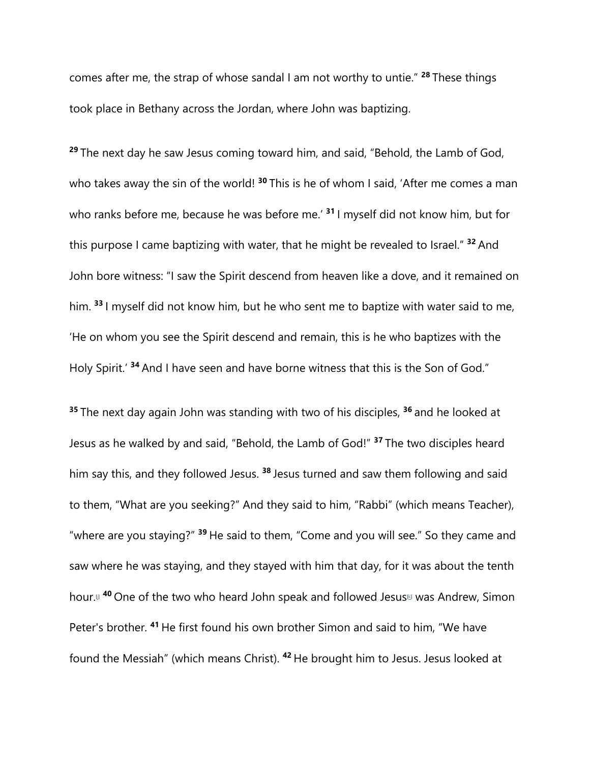comes after me, the strap of whose sandal I am not worthy to untie." [28] These things took place in Bethany across the Jordan, where John was baptizing.

[29] The next day he saw Jesus coming toward him, and said, "Behold, the Lamb of God, who takes away the sin of the world! [30] This is he of whom I said, 'After me comes a man who ranks before me, because he was before me.' [31] I myself did not know him, but for this purpose I came baptizing with water, that he might be revealed to Israel." [32] And John bore witness: "I saw the Spirit descend from heaven like a dove, and it remained on him. [33] I myself did not know him, but he who sent me to baptize with water said to me, 'He on whom you see the Spirit descend and remain, this is he who baptizes with the Holy Spirit.' [34] And I have seen and have borne witness that this is the Son of God."

[35] The next day again John was standing with two of his disciples, [36] and he looked at Jesus as he walked by and said, "Behold, the Lamb of God!" [37] The two disciples heard him say this, and they followed Jesus. [38] Jesus turned and saw them following and said to them, "What are you seeking?" And they said to him, "Rabbi" (which means Teacher), "where are you staying?" [39] He said to them, "Come and you will see." So they came and saw where he was staying, and they stayed with him that day, for it was about the tenth hour. [40] One of the two who heard John speak and followed Jesus was Andrew, Simon Peter's brother. [41] He first found his own brother Simon and said to him, "We have found the Messiah" (which means Christ). [42] He brought him to Jesus. Jesus looked at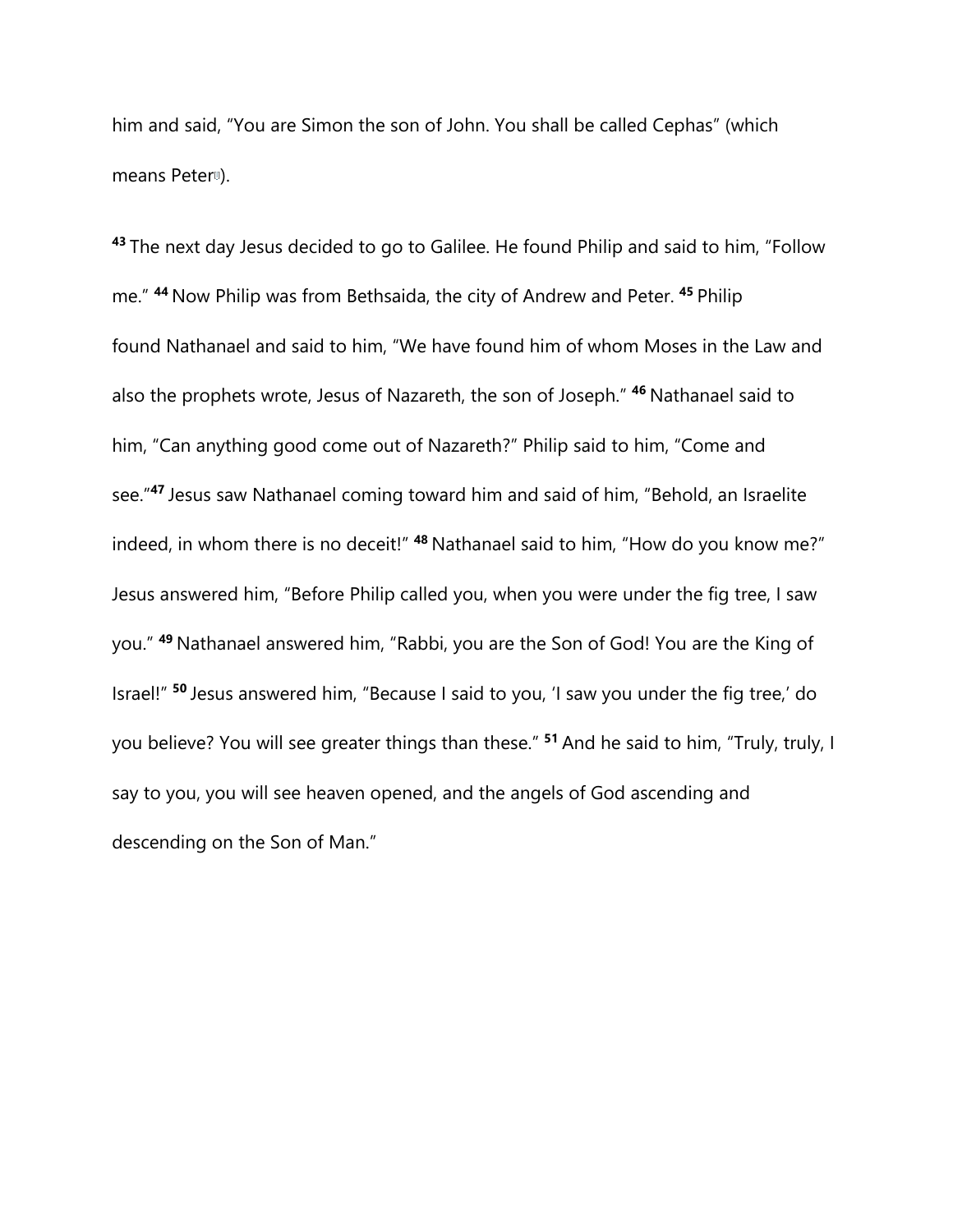him and said, "You are Simon the son of John. You shall be called Cephas" (which means Peter).

[43] The next day Jesus decided to go to Galilee. He found Philip and said to him, "Follow me." [44] Now Philip was from Bethsaida, the city of Andrew and Peter. [45] Philip found Nathanael and said to him, "We have found him of whom Moses in the Law and also the prophets wrote, Jesus of Nazareth, the son of Joseph." [46] Nathanael said to him, "Can anything good come out of Nazareth?" Philip said to him, "Come and see."[47] Jesus saw Nathanael coming toward him and said of him, "Behold, an Israelite indeed, in whom there is no deceit!" [48] Nathanael said to him, "How do you know me?" Jesus answered him, "Before Philip called you, when you were under the fig tree, I saw you." [49] Nathanael answered him, "Rabbi, you are the Son of God! You are the King of Israel!" [50] Jesus answered him, "Because I said to you, 'I saw you under the fig tree,' do you believe? You will see greater things than these." [51] And he said to him, "Truly, truly, I say to you, you will see heaven opened, and the angels of God ascending and descending on the Son of Man."